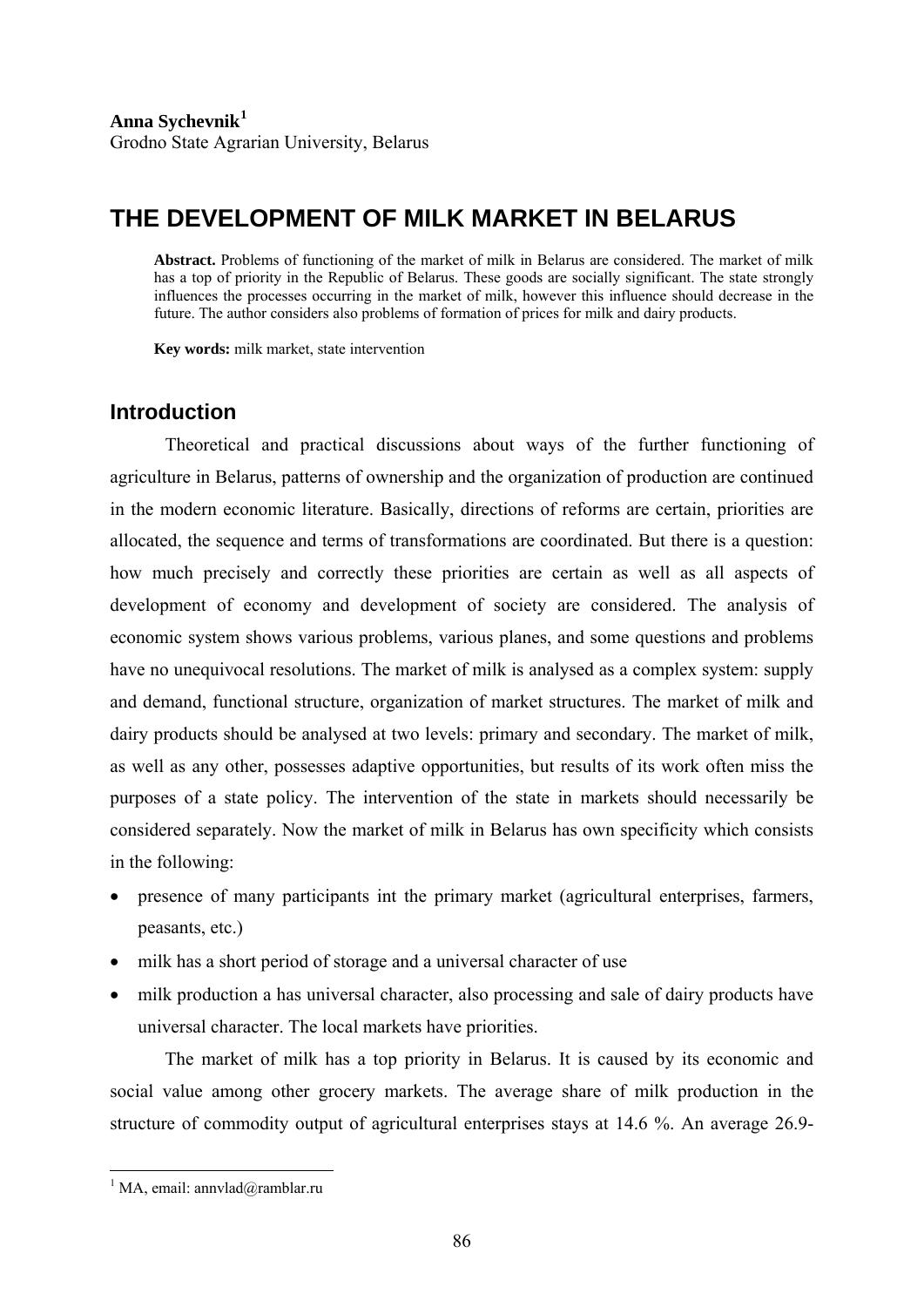**Anna Sychevnik**[1]
Grodno State Agrarian University, Belarus

# THE DEVELOPMENT OF MILK MARKET IN BELARUS

**Abstract.** Problems of functioning of the market of milk in Belarus are considered. The market of milk has a top of priority in the Republic of Belarus. These goods are socially significant. The state strongly influences the processes occurring in the market of milk, however this influence should decrease in the future. The author considers also problems of formation of prices for milk and dairy products.

**Key words:** milk market, state intervention

## Introduction

Theoretical and practical discussions about ways of the further functioning of agriculture in Belarus, patterns of ownership and the organization of production are continued in the modern economic literature. Basically, directions of reforms are certain, priorities are allocated, the sequence and terms of transformations are coordinated. But there is a question: how much precisely and correctly these priorities are certain as well as all aspects of development of economy and development of society are considered. The analysis of economic system shows various problems, various planes, and some questions and problems have no unequivocal resolutions. The market of milk is analysed as a complex system: supply and demand, functional structure, organization of market structures. The market of milk and dairy products should be analysed at two levels: primary and secondary. The market of milk, as well as any other, possesses adaptive opportunities, but results of its work often miss the purposes of a state policy. The intervention of the state in markets should necessarily be considered separately. Now the market of milk in Belarus has own specificity which consists in the following:

- presence of many participants int the primary market (agricultural enterprises, farmers, peasants, etc.)
- milk has a short period of storage and a universal character of use
- milk production a has universal character, also processing and sale of dairy products have universal character. The local markets have priorities.

The market of milk has a top priority in Belarus. It is caused by its economic and social value among other grocery markets. The average share of milk production in the structure of commodity output of agricultural enterprises stays at 14.6 %. An average 26.9-

---

[1] MA, email: annvlad@ramblar.ru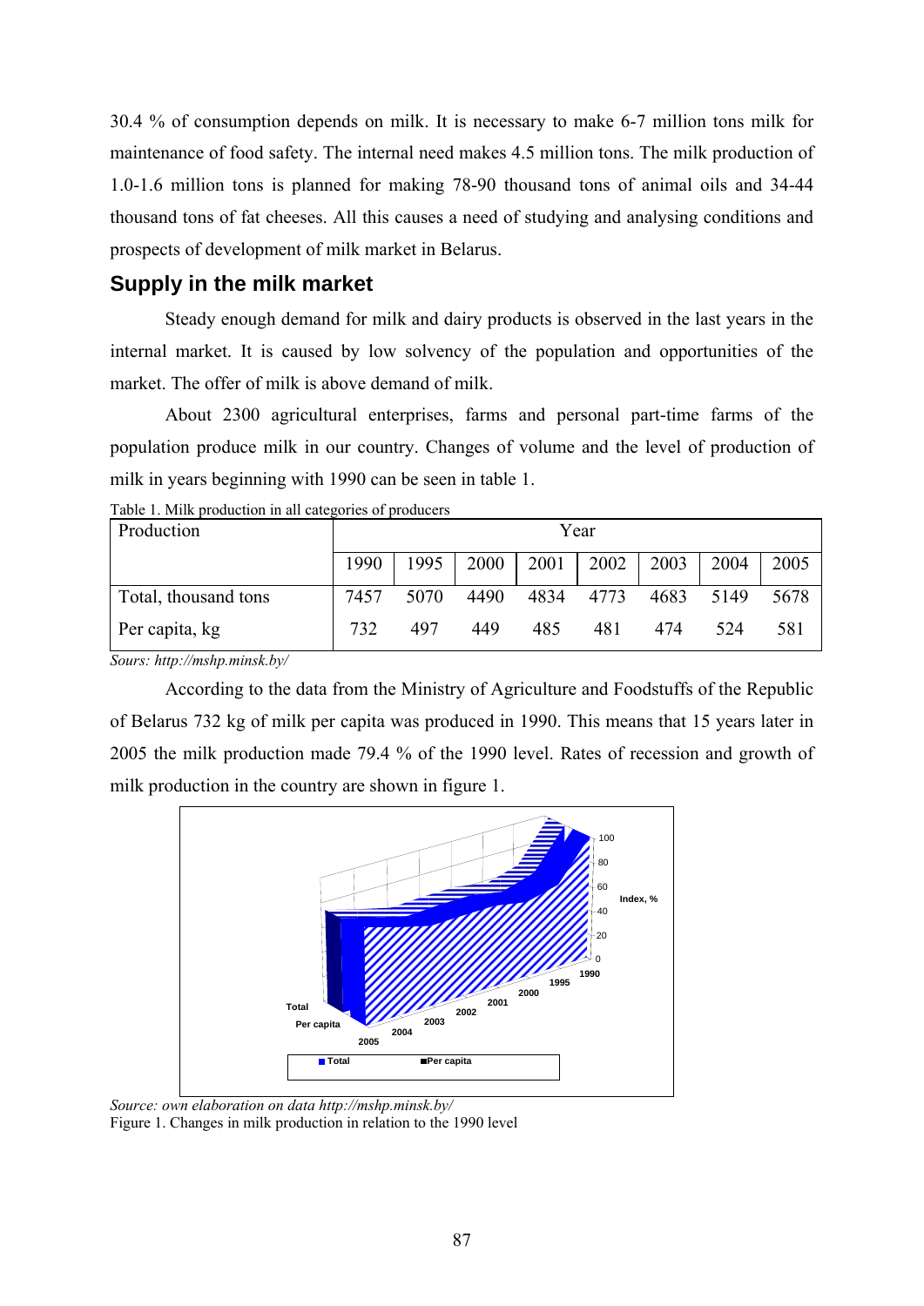30.4 % of consumption depends on milk. It is necessary to make 6-7 million tons milk for maintenance of food safety. The internal need makes 4.5 million tons. The milk production of 1.0-1.6 million tons is planned for making 78-90 thousand tons of animal oils and 34-44 thousand tons of fat cheeses. All this causes a need of studying and analysing conditions and prospects of development of milk market in Belarus.

## Supply in the milk market

Steady enough demand for milk and dairy products is observed in the last years in the internal market. It is caused by low solvency of the population and opportunities of the market. The offer of milk is above demand of milk.

About 2300 agricultural enterprises, farms and personal part-time farms of the population produce milk in our country. Changes of volume and the level of production of milk in years beginning with 1990 can be seen in table 1.

Table 1. Milk production in all categories of producers

| Production | Year | | | | | | | |
|---|---|---|---|---|---|---|---|---|
| | 1990 | 1995 | 2000 | 2001 | 2002 | 2003 | 2004 | 2005 |
| Total, thousand tons | 7457 | 5070 | 4490 | 4834 | 4773 | 4683 | 5149 | 5678 |
| Per capita, kg | 732 | 497 | 449 | 485 | 481 | 474 | 524 | 581 |

*Sours: http://mshp.minsk.by/*

According to the data from the Ministry of Agriculture and Foodstuffs of the Republic of Belarus 732 kg of milk per capita was produced in 1990. This means that 15 years later in 2005 the milk production made 79.4 % of the 1990 level. Rates of recession and growth of milk production in the country are shown in figure 1.

*Source: own elaboration on data http://mshp.minsk.by/*

Figure 1. Changes in milk production in relation to the 1990 level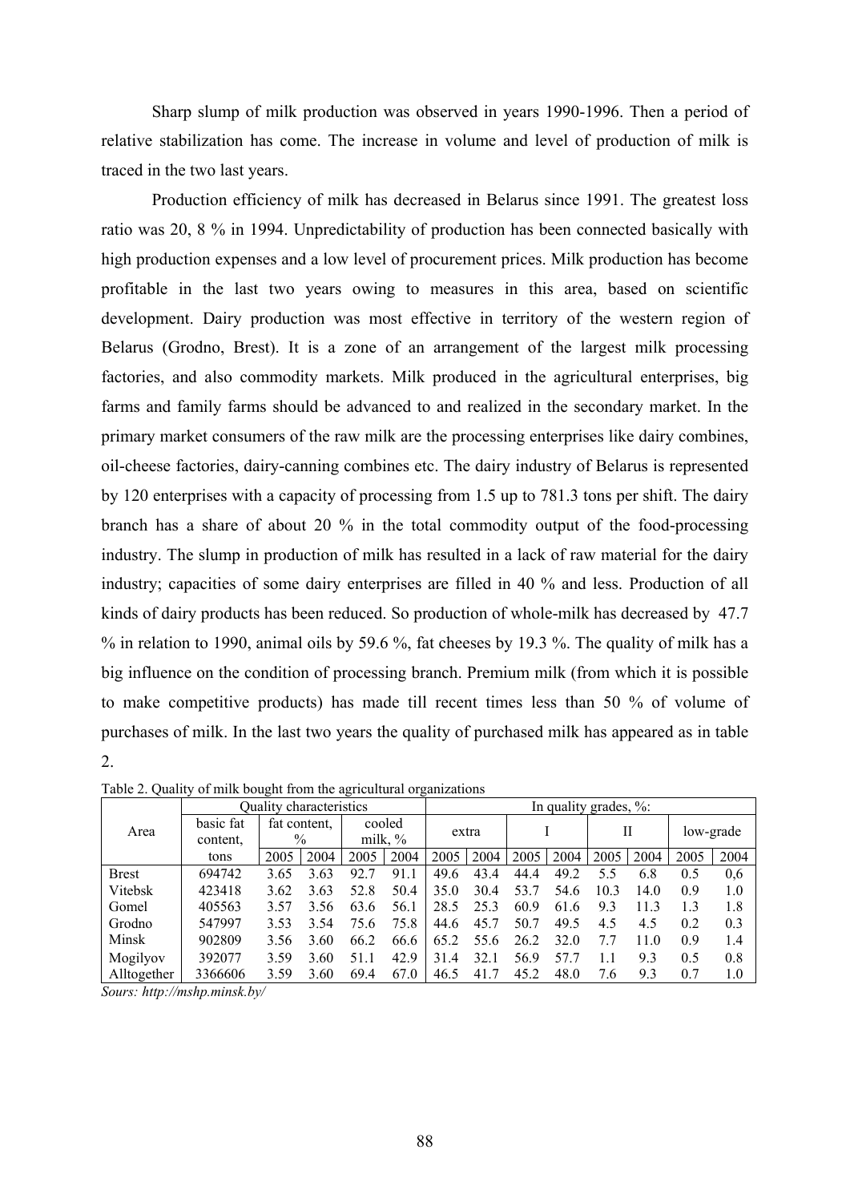Sharp slump of milk production was observed in years 1990-1996. Then a period of relative stabilization has come. The increase in volume and level of production of milk is traced in the two last years.

Production efficiency of milk has decreased in Belarus since 1991. The greatest loss ratio was 20, 8 % in 1994. Unpredictability of production has been connected basically with high production expenses and a low level of procurement prices. Milk production has become profitable in the last two years owing to measures in this area, based on scientific development. Dairy production was most effective in territory of the western region of Belarus (Grodno, Brest). It is a zone of an arrangement of the largest milk processing factories, and also commodity markets. Milk produced in the agricultural enterprises, big farms and family farms should be advanced to and realized in the secondary market. In the primary market consumers of the raw milk are the processing enterprises like dairy combines, oil-cheese factories, dairy-canning combines etc. The dairy industry of Belarus is represented by 120 enterprises with a capacity of processing from 1.5 up to 781.3 tons per shift. The dairy branch has a share of about 20 % in the total commodity output of the food-processing industry. The slump in production of milk has resulted in a lack of raw material for the dairy industry; capacities of some dairy enterprises are filled in 40 % and less. Production of all kinds of dairy products has been reduced. So production of whole-milk has decreased by 47.7 % in relation to 1990, animal oils by 59.6 %, fat cheeses by 19.3 %. The quality of milk has a big influence on the condition of processing branch. Premium milk (from which it is possible to make competitive products) has made till recent times less than 50 % of volume of purchases of milk. In the last two years the quality of purchased milk has appeared as in table 2.

Table 2. Quality of milk bought from the agricultural organizations

| Area | Quality characteristics | | | | | In quality grades, %: | | | | | | | |
|---|---|---|---|---|---|---|---|---|---|---|---|---|---|
| | basic fat content, tons | fat content, % | | cooled milk, % | | extra | | I | | II | | low-grade | |
| | | 2005 | 2004 | 2005 | 2004 | 2005 | 2004 | 2005 | 2004 | 2005 | 2004 | 2005 | 2004 |
| Brest | 694742 | 3.65 | 3.63 | 92.7 | 91.1 | 49.6 | 43.4 | 44.4 | 49.2 | 5.5 | 6.8 | 0.5 | 0,6 |
| Vitebsk | 423418 | 3.62 | 3.63 | 52.8 | 50.4 | 35.0 | 30.4 | 53.7 | 54.6 | 10.3 | 14.0 | 0.9 | 1.0 |
| Gomel | 405563 | 3.57 | 3.56 | 63.6 | 56.1 | 28.5 | 25.3 | 60.9 | 61.6 | 9.3 | 11.3 | 1.3 | 1.8 |
| Grodno | 547997 | 3.53 | 3.54 | 75.6 | 75.8 | 44.6 | 45.7 | 50.7 | 49.5 | 4.5 | 4.5 | 0.2 | 0.3 |
| Minsk | 902809 | 3.56 | 3.60 | 66.2 | 66.6 | 65.2 | 55.6 | 26.2 | 32.0 | 7.7 | 11.0 | 0.9 | 1.4 |
| Mogilyov | 392077 | 3.59 | 3.60 | 51.1 | 42.9 | 31.4 | 32.1 | 56.9 | 57.7 | 1.1 | 9.3 | 0.5 | 0.8 |
| Alltogether | 3366606 | 3.59 | 3.60 | 69.4 | 67.0 | 46.5 | 41.7 | 45.2 | 48.0 | 7.6 | 9.3 | 0.7 | 1.0 |

*Sours: http://mshp.minsk.by/*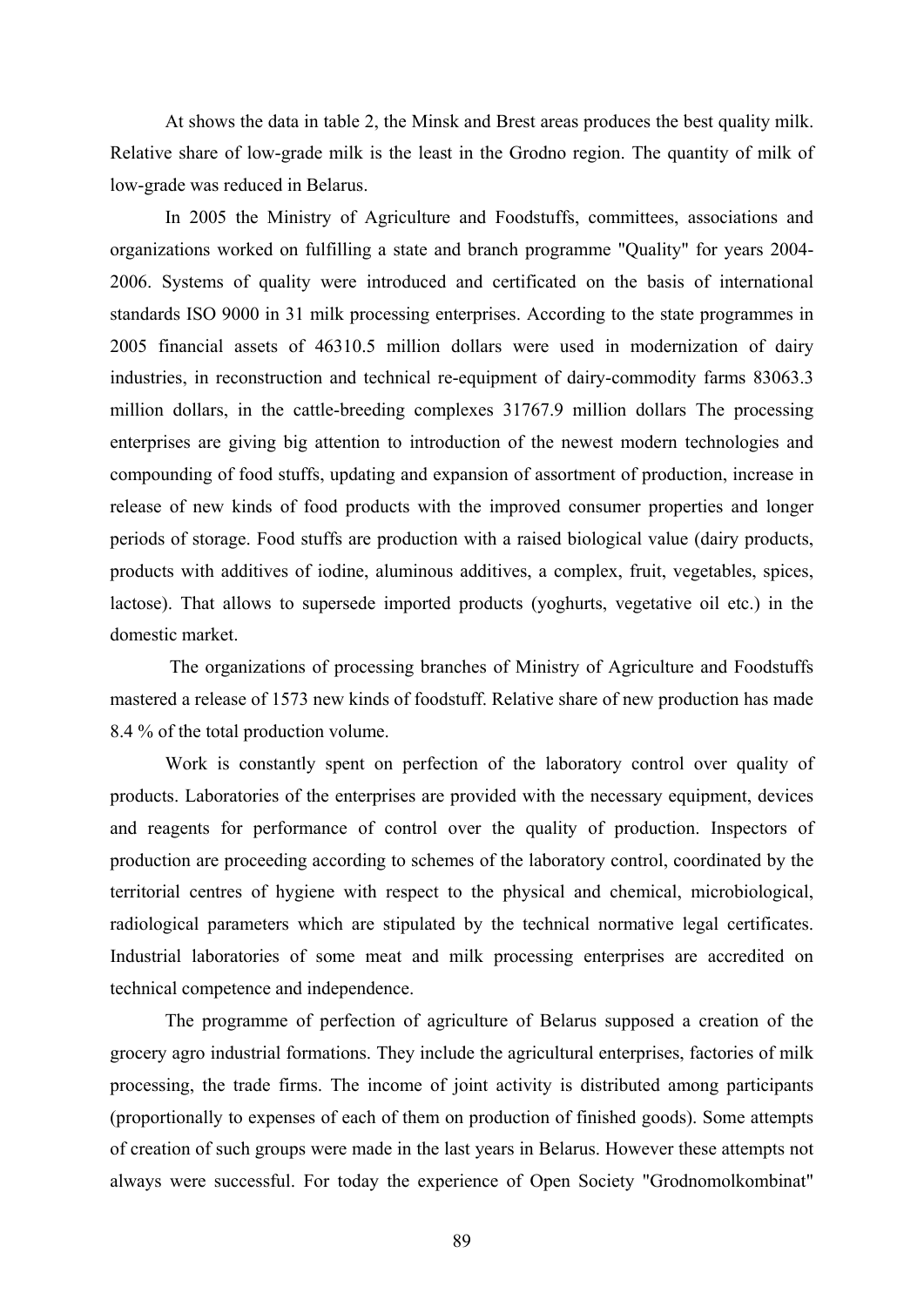At shows the data in table 2, the Minsk and Brest areas produces the best quality milk. Relative share of low-grade milk is the least in the Grodno region. The quantity of milk of low-grade was reduced in Belarus.

In 2005 the Ministry of Agriculture and Foodstuffs, committees, associations and organizations worked on fulfilling a state and branch programme "Quality" for years 2004-2006. Systems of quality were introduced and certificated on the basis of international standards ISO 9000 in 31 milk processing enterprises. According to the state programmes in 2005 financial assets of 46310.5 million dollars were used in modernization of dairy industries, in reconstruction and technical re-equipment of dairy-commodity farms 83063.3 million dollars, in the cattle-breeding complexes 31767.9 million dollars The processing enterprises are giving big attention to introduction of the newest modern technologies and compounding of food stuffs, updating and expansion of assortment of production, increase in release of new kinds of food products with the improved consumer properties and longer periods of storage. Food stuffs are production with a raised biological value (dairy products, products with additives of iodine, aluminous additives, a complex, fruit, vegetables, spices, lactose). That allows to supersede imported products (yoghurts, vegetative oil etc.) in the domestic market.

The organizations of processing branches of Ministry of Agriculture and Foodstuffs mastered a release of 1573 new kinds of foodstuff. Relative share of new production has made 8.4 % of the total production volume.

Work is constantly spent on perfection of the laboratory control over quality of products. Laboratories of the enterprises are provided with the necessary equipment, devices and reagents for performance of control over the quality of production. Inspectors of production are proceeding according to schemes of the laboratory control, coordinated by the territorial centres of hygiene with respect to the physical and chemical, microbiological, radiological parameters which are stipulated by the technical normative legal certificates. Industrial laboratories of some meat and milk processing enterprises are accredited on technical competence and independence.

The programme of perfection of agriculture of Belarus supposed a creation of the grocery agro industrial formations. They include the agricultural enterprises, factories of milk processing, the trade firms. The income of joint activity is distributed among participants (proportionally to expenses of each of them on production of finished goods). Some attempts of creation of such groups were made in the last years in Belarus. However these attempts not always were successful. For today the experience of Open Society "Grodnomolkombinat"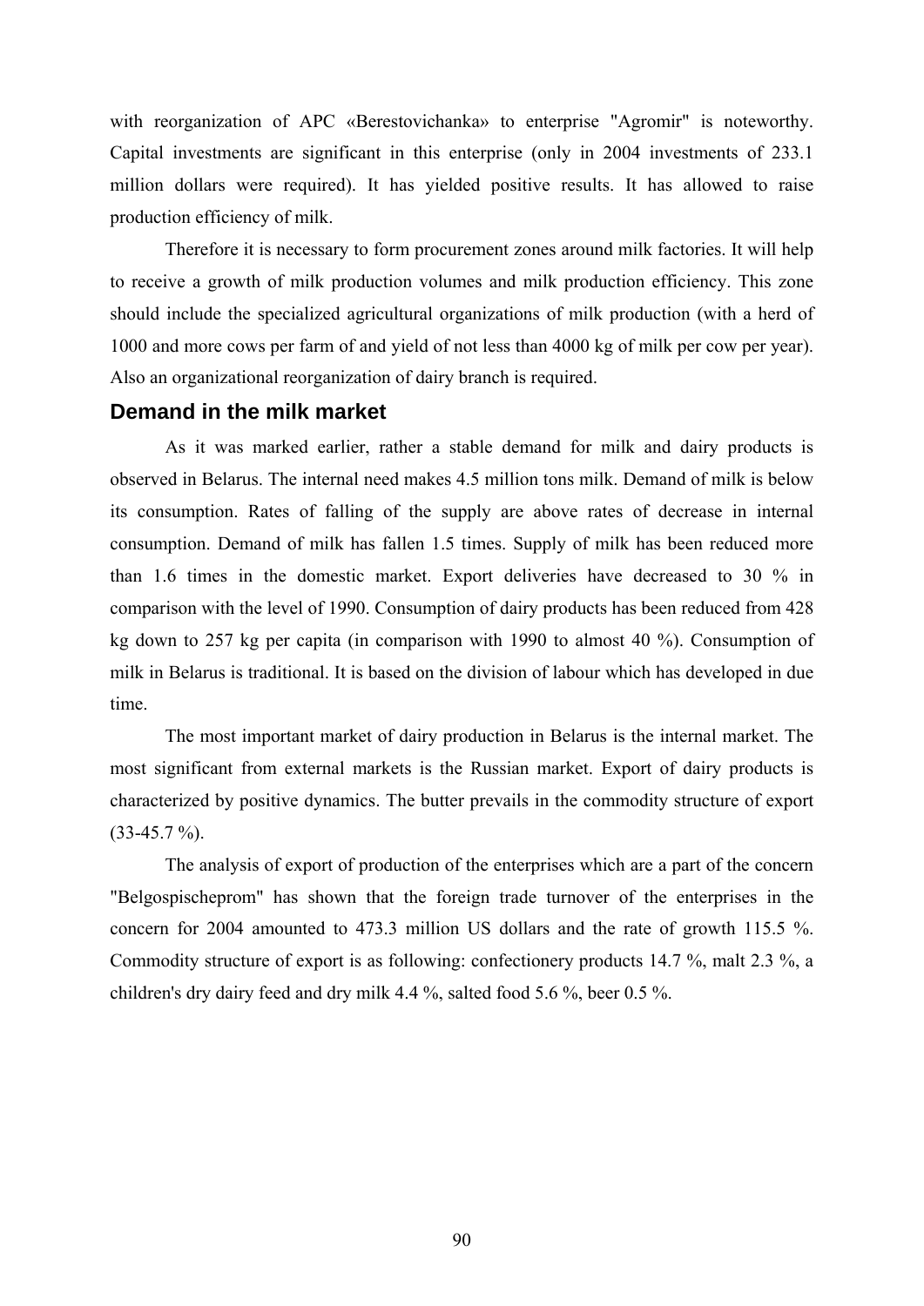with reorganization of APC «Berestovichanka» to enterprise "Agromir" is noteworthy. Capital investments are significant in this enterprise (only in 2004 investments of 233.1 million dollars were required). It has yielded positive results. It has allowed to raise production efficiency of milk.

Therefore it is necessary to form procurement zones around milk factories. It will help to receive a growth of milk production volumes and milk production efficiency. This zone should include the specialized agricultural organizations of milk production (with a herd of 1000 and more cows per farm of and yield of not less than 4000 kg of milk per cow per year). Also an organizational reorganization of dairy branch is required.

## Demand in the milk market

As it was marked earlier, rather a stable demand for milk and dairy products is observed in Belarus. The internal need makes 4.5 million tons milk. Demand of milk is below its consumption. Rates of falling of the supply are above rates of decrease in internal consumption. Demand of milk has fallen 1.5 times. Supply of milk has been reduced more than 1.6 times in the domestic market. Export deliveries have decreased to 30 % in comparison with the level of 1990. Consumption of dairy products has been reduced from 428 kg down to 257 kg per capita (in comparison with 1990 to almost 40 %). Consumption of milk in Belarus is traditional. It is based on the division of labour which has developed in due time.

The most important market of dairy production in Belarus is the internal market. The most significant from external markets is the Russian market. Export of dairy products is characterized by positive dynamics. The butter prevails in the commodity structure of export (33-45.7 %).

The analysis of export of production of the enterprises which are a part of the concern "Belgospischeprom" has shown that the foreign trade turnover of the enterprises in the concern for 2004 amounted to 473.3 million US dollars and the rate of growth 115.5 %. Commodity structure of export is as following: confectionery products 14.7 %, malt 2.3 %, a children's dry dairy feed and dry milk 4.4 %, salted food 5.6 %, beer 0.5 %.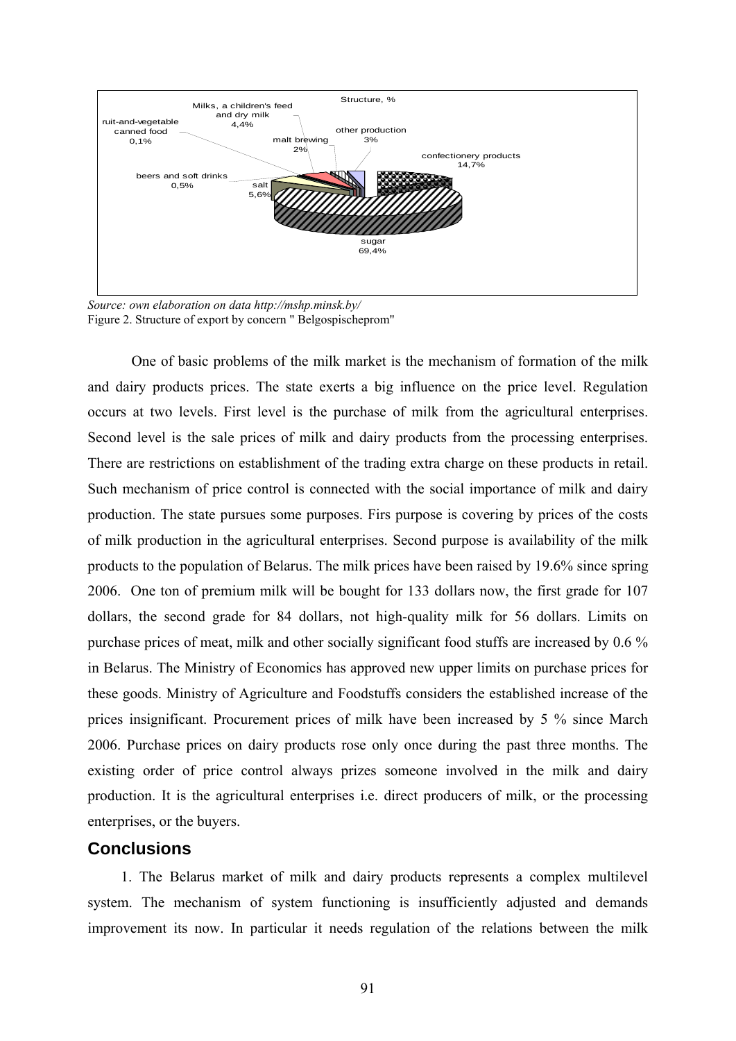Source: own elaboration on data http://mshp.minsk.by/

Figure 2. Structure of export by concern " Belgospischeprom"

One of basic problems of the milk market is the mechanism of formation of the milk and dairy products prices. The state exerts a big influence on the price level. Regulation occurs at two levels. First level is the purchase of milk from the agricultural enterprises. Second level is the sale prices of milk and dairy products from the processing enterprises. There are restrictions on establishment of the trading extra charge on these products in retail. Such mechanism of price control is connected with the social importance of milk and dairy production. The state pursues some purposes. Firs purpose is covering by prices of the costs of milk production in the agricultural enterprises. Second purpose is availability of the milk products to the population of Belarus. The milk prices have been raised by 19.6% since spring 2006. One ton of premium milk will be bought for 133 dollars now, the first grade for 107 dollars, the second grade for 84 dollars, not high-quality milk for 56 dollars. Limits on purchase prices of meat, milk and other socially significant food stuffs are increased by 0.6 % in Belarus. The Ministry of Economics has approved new upper limits on purchase prices for these goods. Ministry of Agriculture and Foodstuffs considers the established increase of the prices insignificant. Procurement prices of milk have been increased by 5 % since March 2006. Purchase prices on dairy products rose only once during the past three months. The existing order of price control always prizes someone involved in the milk and dairy production. It is the agricultural enterprises i.e. direct producers of milk, or the processing enterprises, or the buyers.

## Conclusions

1. The Belarus market of milk and dairy products represents a complex multilevel system. The mechanism of system functioning is insufficiently adjusted and demands improvement its now. In particular it needs regulation of the relations between the milk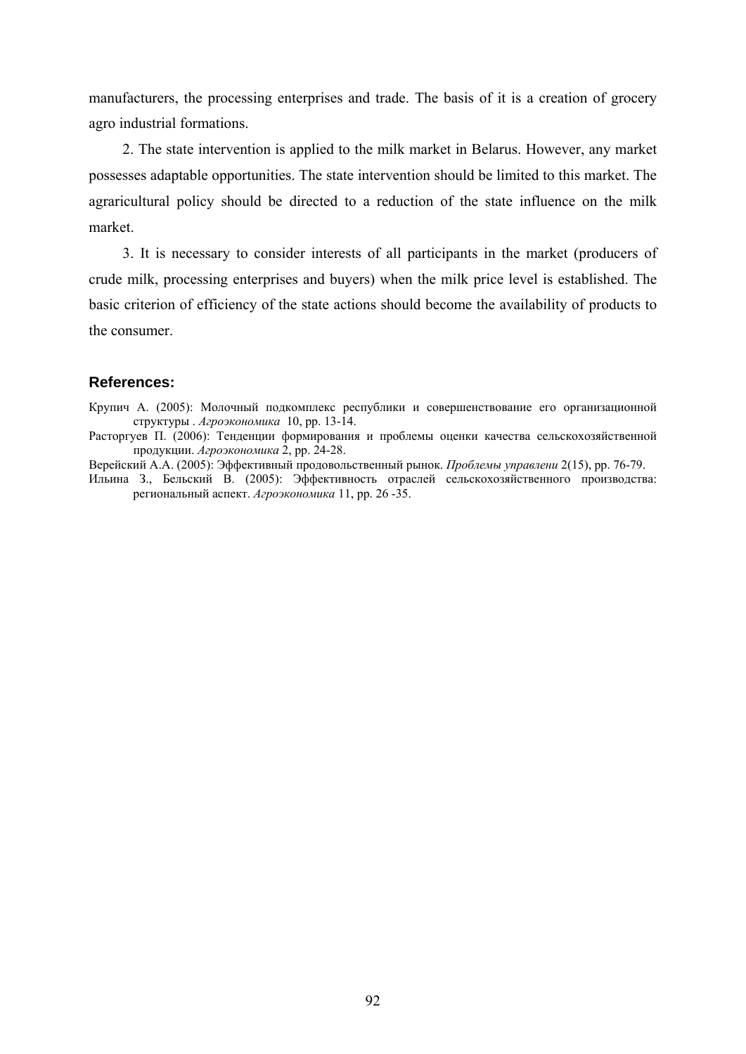manufacturers, the processing enterprises and trade. The basis of it is a creation of grocery agro industrial formations.

2. The state intervention is applied to the milk market in Belarus. However, any market possesses adaptable opportunities. The state intervention should be limited to this market. The agraricultural policy should be directed to a reduction of the state influence on the milk market.

3. It is necessary to consider interests of all participants in the market (producers of crude milk, processing enterprises and buyers) when the milk price level is established. The basic criterion of efficiency of the state actions should become the availability of products to the consumer.

## References:

Крупич А. (2005): Молочный подкомплекс республики и совершенствование его организационной структуры . *Агроэкономика* 10, pp. 13-14.

Расторгуев П. (2006): Тенденции формирования и проблемы оценки качества сельскохозяйственной продукции. *Агроэкономика* 2, pp. 24-28.

Верейский А.А. (2005): Эффективный продовольственный рынок. *Проблемы управлени* 2(15), pp. 76-79.

Ильина З., Бельский В. (2005): Эффективность отраслей сельскохозяйственного производства: региональный аспект. *Агроэкономика* 11, pp. 26 -35.